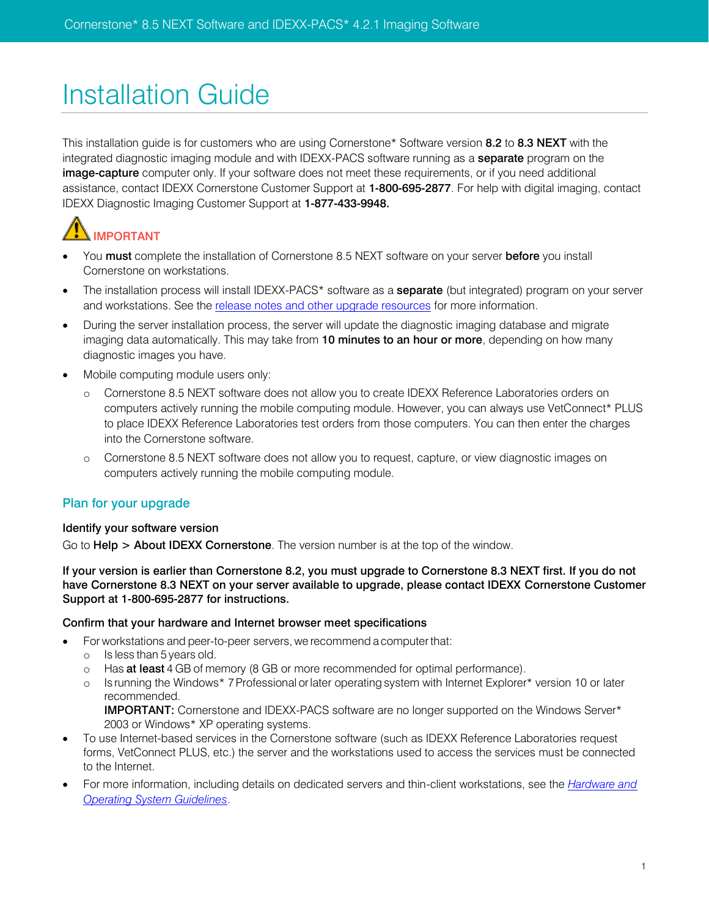# Installation Guide

This installation guide is for customers who are using Cornerstone* Software version **8.2** to **8.3 NEXT** with the integrated diagnostic imaging module and with IDEXX-PACS software running as a **separate** program on the **image-capture** computer only. If your software does not meet these requirements, or if you need additional assistance, contact IDEXX Cornerstone Customer Support at **1-800-695-2877**. For help with digital imaging, contact IDEXX Diagnostic Imaging Customer Support at **1-877-433-9948.**

**IMPORTANT**

- You **must** complete the installation of Cornerstone 8.5 NEXT software on your server **before** you install Cornerstone on workstations.
- The installation process will install IDEXX-PACS* software as a **separate** (but integrated) program on your server and workstations. See the release notes and other upgrade resources for more information.
- During the server installation process, the server will update the diagnostic imaging database and migrate imaging data automatically. This may take from **10 minutes to an hour or more**, depending on how many diagnostic images you have.
- Mobile computing module users only:
  - Cornerstone 8.5 NEXT software does not allow you to create IDEXX Reference Laboratories orders on computers actively running the mobile computing module. However, you can always use VetConnect* PLUS to place IDEXX Reference Laboratories test orders from those computers. You can then enter the charges into the Cornerstone software.
  - Cornerstone 8.5 NEXT software does not allow you to request, capture, or view diagnostic images on computers actively running the mobile computing module.

## Plan for your upgrade

### Identify your software version

Go to **Help > About IDEXX Cornerstone**. The version number is at the top of the window.

**If your version is earlier than Cornerstone 8.2, you must upgrade to Cornerstone 8.3 NEXT first. If you do not have Cornerstone 8.3 NEXT on your server available to upgrade, please contact IDEXX Cornerstone Customer Support at 1-800-695-2877 for instructions.**

### Confirm that your hardware and Internet browser meet specifications

- For workstations and peer-to-peer servers, we recommend a computer that:
  - Is less than 5 years old.
  - Has **at least** 4 GB of memory (8 GB or more recommended for optimal performance).
  - Is running the Windows* 7 Professional or later operating system with Internet Explorer* version 10 or later recommended.
    **IMPORTANT:** Cornerstone and IDEXX-PACS software are no longer supported on the Windows Server* 2003 or Windows* XP operating systems.
- To use Internet-based services in the Cornerstone software (such as IDEXX Reference Laboratories request forms, VetConnect PLUS, etc.) the server and the workstations used to access the services must be connected to the Internet.
- For more information, including details on dedicated servers and thin-client workstations, see the *Hardware and Operating System Guidelines*.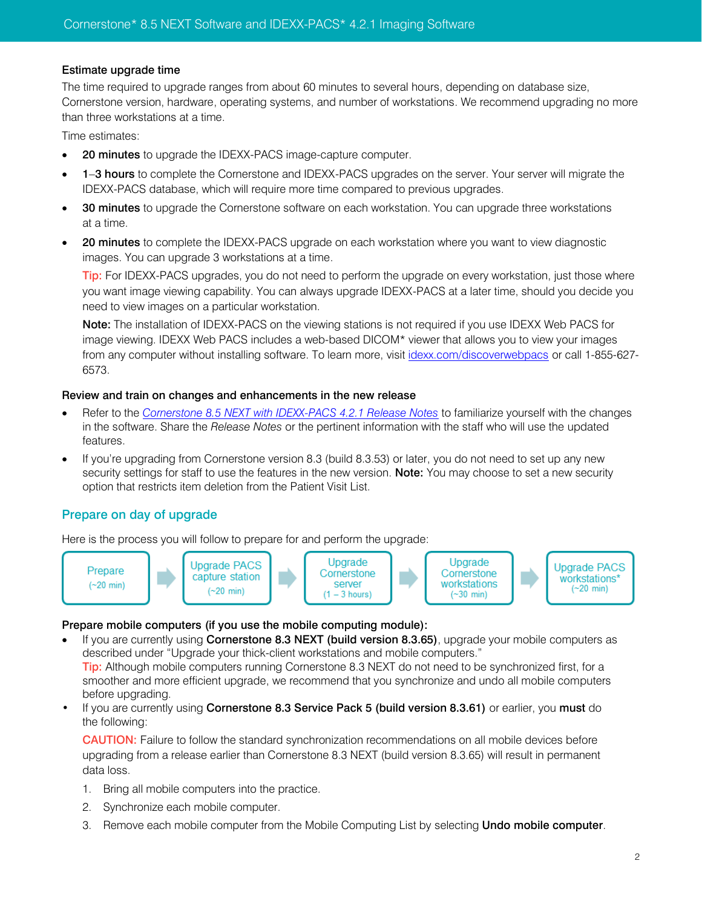### Estimate upgrade time

The time required to upgrade ranges from about 60 minutes to several hours, depending on database size, Cornerstone version, hardware, operating systems, and number of workstations. We recommend upgrading no more than three workstations at a time.

Time estimates:

- **20 minutes** to upgrade the IDEXX-PACS image-capture computer.
- **1–3 hours** to complete the Cornerstone and IDEXX-PACS upgrades on the server. Your server will migrate the IDEXX-PACS database, which will require more time compared to previous upgrades.
- **30 minutes** to upgrade the Cornerstone software on each workstation. You can upgrade three workstations at a time.
- **20 minutes** to complete the IDEXX-PACS upgrade on each workstation where you want to view diagnostic images. You can upgrade 3 workstations at a time.

  Tip: For IDEXX-PACS upgrades, you do not need to perform the upgrade on every workstation, just those where you want image viewing capability. You can always upgrade IDEXX-PACS at a later time, should you decide you need to view images on a particular workstation.

  **Note:** The installation of IDEXX-PACS on the viewing stations is not required if you use IDEXX Web PACS for image viewing. IDEXX Web PACS includes a web-based DICOM* viewer that allows you to view your images from any computer without installing software. To learn more, visit idexx.com/discoverwebpacs or call 1-855-627-6573.

### Review and train on changes and enhancements in the new release

- Refer to the *Cornerstone 8.5 NEXT with IDEXX-PACS 4.2.1 Release Notes* to familiarize yourself with the changes in the software. Share the *Release Notes* or the pertinent information with the staff who will use the updated features.
- If you're upgrading from Cornerstone version 8.3 (build 8.3.53) or later, you do not need to set up any new security settings for staff to use the features in the new version. **Note:** You may choose to set a new security option that restricts item deletion from the Patient Visit List.

## Prepare on day of upgrade

Here is the process you will follow to prepare for and perform the upgrade:

Prepare (~20 min) → Upgrade PACS capture station (~20 min) → Upgrade Cornerstone server (1 – 3 hours) → Upgrade Cornerstone workstations (~30 min) → Upgrade PACS workstations* (~20 min)

### Prepare mobile computers (if you use the mobile computing module):

- If you are currently using **Cornerstone 8.3 NEXT (build version 8.3.65)**, upgrade your mobile computers as described under "Upgrade your thick-client workstations and mobile computers."
  Tip: Although mobile computers running Cornerstone 8.3 NEXT do not need to be synchronized first, for a smoother and more efficient upgrade, we recommend that you synchronize and undo all mobile computers before upgrading.
- If you are currently using **Cornerstone 8.3 Service Pack 5 (build version 8.3.61)** or earlier, you **must** do the following:

  CAUTION: Failure to follow the standard synchronization recommendations on all mobile devices before upgrading from a release earlier than Cornerstone 8.3 NEXT (build version 8.3.65) will result in permanent data loss.

  1. Bring all mobile computers into the practice.
  2. Synchronize each mobile computer.
  3. Remove each mobile computer from the Mobile Computing List by selecting **Undo mobile computer**.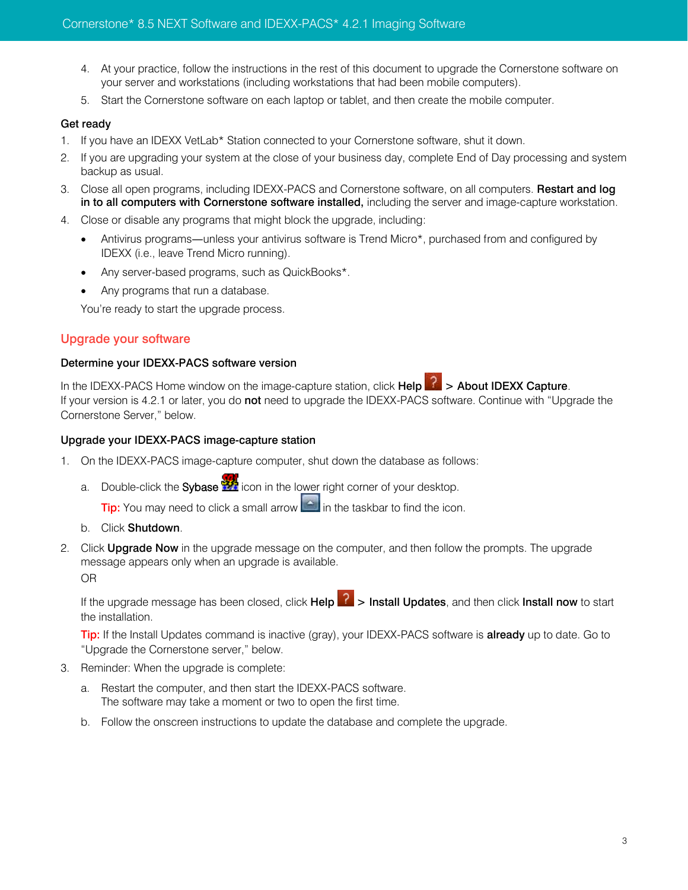4. At your practice, follow the instructions in the rest of this document to upgrade the Cornerstone software on your server and workstations (including workstations that had been mobile computers).
5. Start the Cornerstone software on each laptop or tablet, and then create the mobile computer.

### Get ready

1. If you have an IDEXX VetLab* Station connected to your Cornerstone software, shut it down.
2. If you are upgrading your system at the close of your business day, complete End of Day processing and system backup as usual.
3. Close all open programs, including IDEXX-PACS and Cornerstone software, on all computers. **Restart and log in to all computers with Cornerstone software installed,** including the server and image-capture workstation.
4. Close or disable any programs that might block the upgrade, including:
   - Antivirus programs—unless your antivirus software is Trend Micro*, purchased from and configured by IDEXX (i.e., leave Trend Micro running).
   - Any server-based programs, such as QuickBooks*.
   - Any programs that run a database.

   You're ready to start the upgrade process.

## Upgrade your software

### Determine your IDEXX-PACS software version

In the IDEXX-PACS Home window on the image-capture station, click **Help** > **About IDEXX Capture**.
If your version is 4.2.1 or later, you do **not** need to upgrade the IDEXX-PACS software. Continue with "Upgrade the Cornerstone Server," below.

### Upgrade your IDEXX-PACS image-capture station

1. On the IDEXX-PACS image-capture computer, shut down the database as follows:
   a. Double-click the **Sybase** icon in the lower right corner of your desktop.
      Tip: You may need to click a small arrow in the taskbar to find the icon.
   b. Click **Shutdown**.
2. Click **Upgrade Now** in the upgrade message on the computer, and then follow the prompts. The upgrade message appears only when an upgrade is available.
   OR
   If the upgrade message has been closed, click **Help** > **Install Updates**, and then click **Install now** to start the installation.
   Tip: If the Install Updates command is inactive (gray), your IDEXX-PACS software is **already** up to date. Go to "Upgrade the Cornerstone server," below.
3. Reminder: When the upgrade is complete:
   a. Restart the computer, and then start the IDEXX-PACS software.
      The software may take a moment or two to open the first time.
   b. Follow the onscreen instructions to update the database and complete the upgrade.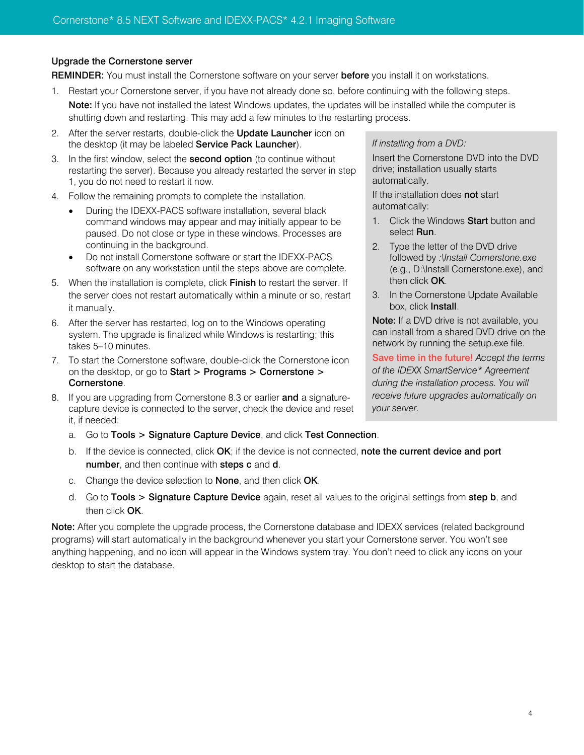### Upgrade the Cornerstone server

**REMINDER:** You must install the Cornerstone software on your server **before** you install it on workstations.

1. Restart your Cornerstone server, if you have not already done so, before continuing with the following steps.

   **Note:** If you have not installed the latest Windows updates, the updates will be installed while the computer is shutting down and restarting. This may add a few minutes to the restarting process.

2. After the server restarts, double-click the **Update Launcher** icon on the desktop (it may be labeled **Service Pack Launcher**).
3. In the first window, select the **second option** (to continue without restarting the server). Because you already restarted the server in step 1, you do not need to restart it now.
4. Follow the remaining prompts to complete the installation.
   - During the IDEXX-PACS software installation, several black command windows may appear and may initially appear to be paused. Do not close or type in these windows. Processes are continuing in the background.
   - Do not install Cornerstone software or start the IDEXX-PACS software on any workstation until the steps above are complete.
5. When the installation is complete, click **Finish** to restart the server. If the server does not restart automatically within a minute or so, restart it manually.
6. After the server has restarted, log on to the Windows operating system. The upgrade is finalized while Windows is restarting; this takes 5–10 minutes.
7. To start the Cornerstone software, double-click the Cornerstone icon on the desktop, or go to **Start > Programs > Cornerstone > Cornerstone**.
8. If you are upgrading from Cornerstone 8.3 or earlier **and** a signature-capture device is connected to the server, check the device and reset it, if needed:

   a. Go to **Tools > Signature Capture Device**, and click **Test Connection**.

   b. If the device is connected, click **OK**; if the device is not connected, **note the current device and port number**, and then continue with **steps c** and **d**.

   c. Change the device selection to **None**, and then click **OK**.

   d. Go to **Tools > Signature Capture Device** again, reset all values to the original settings from **step b**, and then click **OK**.

*If installing from a DVD:*

Insert the Cornerstone DVD into the DVD drive; installation usually starts automatically.

If the installation does **not** start automatically:

1. Click the Windows **Start** button and select **Run**.
2. Type the letter of the DVD drive followed by *:\Install Cornerstone.exe* (e.g., D:\Install Cornerstone.exe), and then click **OK**.
3. In the Cornerstone Update Available box, click **Install**.

**Note:** If a DVD drive is not available, you can install from a shared DVD drive on the network by running the setup.exe file.

Save time in the future! *Accept the terms of the IDEXX SmartService* Agreement during the installation process. You will receive future upgrades automatically on your server.*

**Note:** After you complete the upgrade process, the Cornerstone database and IDEXX services (related background programs) will start automatically in the background whenever you start your Cornerstone server. You won't see anything happening, and no icon will appear in the Windows system tray. You don't need to click any icons on your desktop to start the database.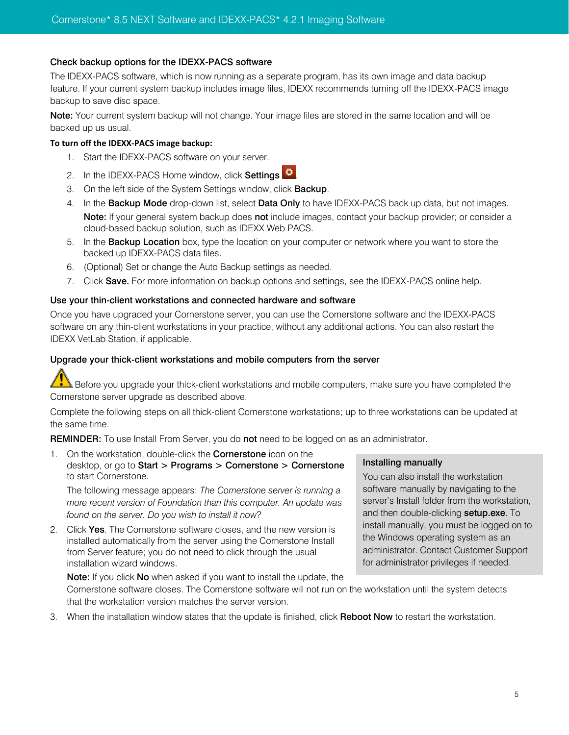### Check backup options for the IDEXX-PACS software

The IDEXX-PACS software, which is now running as a separate program, has its own image and data backup feature. If your current system backup includes image files, IDEXX recommends turning off the IDEXX-PACS image backup to save disc space.

**Note:** Your current system backup will not change. Your image files are stored in the same location and will be backed up us usual.

**To turn off the IDEXX-PACS image backup:**

1. Start the IDEXX-PACS software on your server.
2. In the IDEXX-PACS Home window, click **Settings** .
3. On the left side of the System Settings window, click **Backup**.
4. In the **Backup Mode** drop-down list, select **Data Only** to have IDEXX-PACS back up data, but not images.

   **Note:** If your general system backup does **not** include images, contact your backup provider; or consider a cloud-based backup solution, such as IDEXX Web PACS.
5. In the **Backup Location** box, type the location on your computer or network where you want to store the backed up IDEXX-PACS data files.
6. (Optional) Set or change the Auto Backup settings as needed.
7. Click **Save.** For more information on backup options and settings, see the IDEXX-PACS online help.

### Use your thin-client workstations and connected hardware and software

Once you have upgraded your Cornerstone server, you can use the Cornerstone software and the IDEXX-PACS software on any thin-client workstations in your practice, without any additional actions. You can also restart the IDEXX VetLab Station, if applicable.

### Upgrade your thick-client workstations and mobile computers from the server

⚠ Before you upgrade your thick-client workstations and mobile computers, make sure you have completed the Cornerstone server upgrade as described above.

Complete the following steps on all thick-client Cornerstone workstations; up to three workstations can be updated at the same time.

**REMINDER:** To use Install From Server, you do **not** need to be logged on as an administrator.

1. On the workstation, double-click the **Cornerstone** icon on the desktop, or go to **Start** > **Programs** > **Cornerstone** > **Cornerstone** to start Cornerstone.

   The following message appears: *The Cornerstone server is running a more recent version of Foundation than this computer. An update was found on the server. Do you wish to install it now?*
2. Click **Yes**. The Cornerstone software closes, and the new version is installed automatically from the server using the Cornerstone Install from Server feature; you do not need to click through the usual installation wizard windows.

   **Note:** If you click **No** when asked if you want to install the update, the Cornerstone software closes. The Cornerstone software will not run on the workstation until the system detects that the workstation version matches the server version.
3. When the installation window states that the update is finished, click **Reboot Now** to restart the workstation.

**Installing manually**

You can also install the workstation software manually by navigating to the server's Install folder from the workstation, and then double-clicking **setup.exe**. To install manually, you must be logged on to the Windows operating system as an administrator. Contact Customer Support for administrator privileges if needed.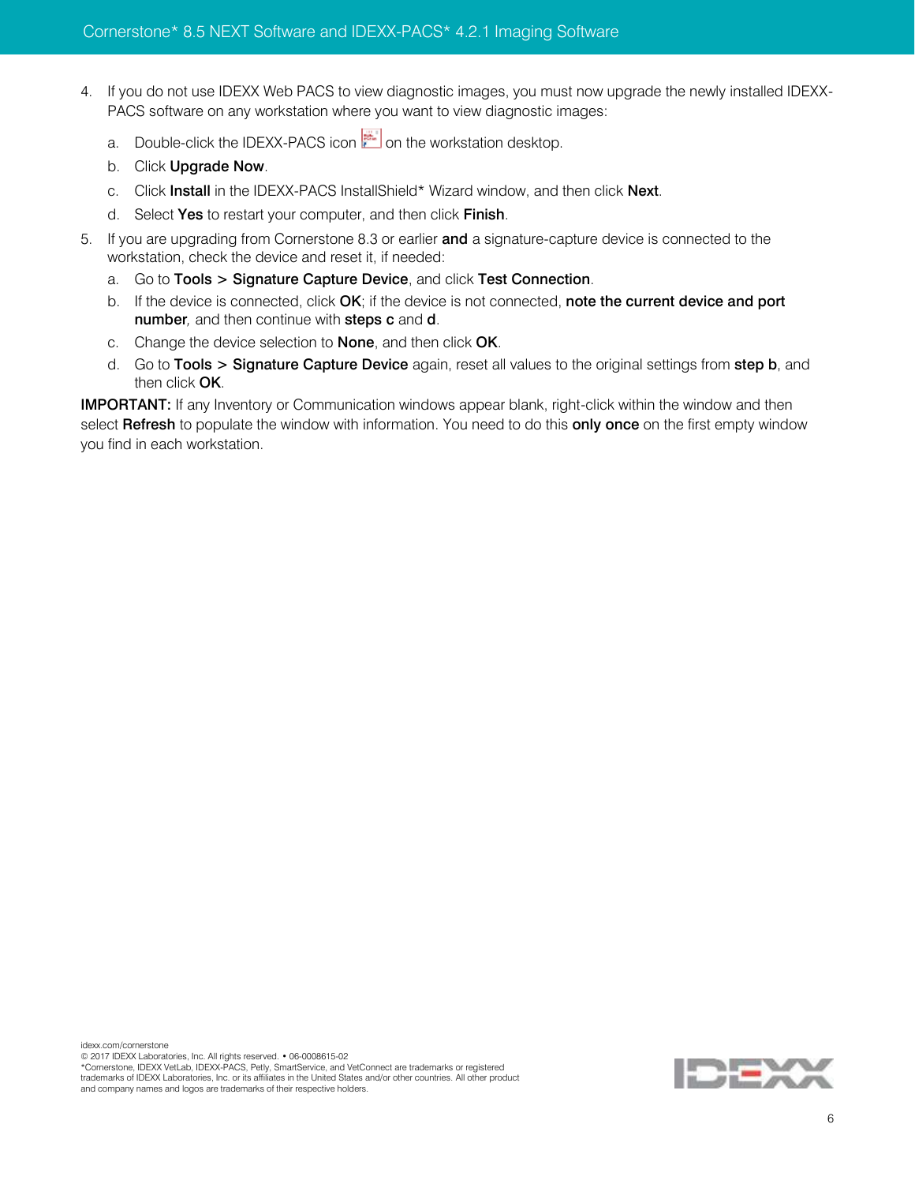4. If you do not use IDEXX Web PACS to view diagnostic images, you must now upgrade the newly installed IDEXX-PACS software on any workstation where you want to view diagnostic images:
   a. Double-click the IDEXX-PACS icon on the workstation desktop.
   b. Click **Upgrade Now**.
   c. Click **Install** in the IDEXX-PACS InstallShield* Wizard window, and then click **Next**.
   d. Select **Yes** to restart your computer, and then click **Finish**.
5. If you are upgrading from Cornerstone 8.3 or earlier **and** a signature-capture device is connected to the workstation, check the device and reset it, if needed:
   a. Go to **Tools** > **Signature Capture Device**, and click **Test Connection**.
   b. If the device is connected, click **OK**; if the device is not connected, **note the current device and port number***,* and then continue with **steps c** and **d**.
   c. Change the device selection to **None**, and then click **OK**.
   d. Go to **Tools** > **Signature Capture Device** again, reset all values to the original settings from **step b**, and then click **OK**.

**IMPORTANT:** If any Inventory or Communication windows appear blank, right-click within the window and then select **Refresh** to populate the window with information. You need to do this **only once** on the first empty window you find in each workstation.

idexx.com/cornerstone
© 2017 IDEXX Laboratories, Inc. All rights reserved. • 06-0008615-02
*Cornerstone, IDEXX VetLab, IDEXX-PACS, Petly, SmartService, and VetConnect are trademarks or registered trademarks of IDEXX Laboratories, Inc. or its affiliates in the United States and/or other countries. All other product and company names and logos are trademarks of their respective holders.